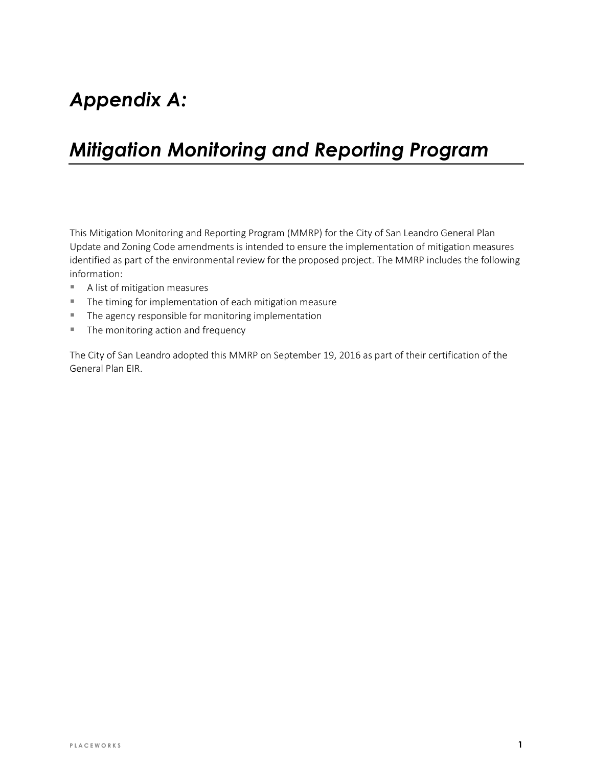# *Appendix A:*

# *Mitigation Monitoring and Reporting Program*

This Mitigation Monitoring and Reporting Program (MMRP) for the City of San Leandro General Plan Update and Zoning Code amendments is intended to ensure the implementation of mitigation measures identified as part of the environmental review for the proposed project. The MMRP includes the following information:

- A list of mitigation measures
- The timing for implementation of each mitigation measure
- The agency responsible for monitoring implementation
- The monitoring action and frequency

The City of San Leandro adopted this MMRP on September 19, 2016 as part of their certification of the General Plan EIR.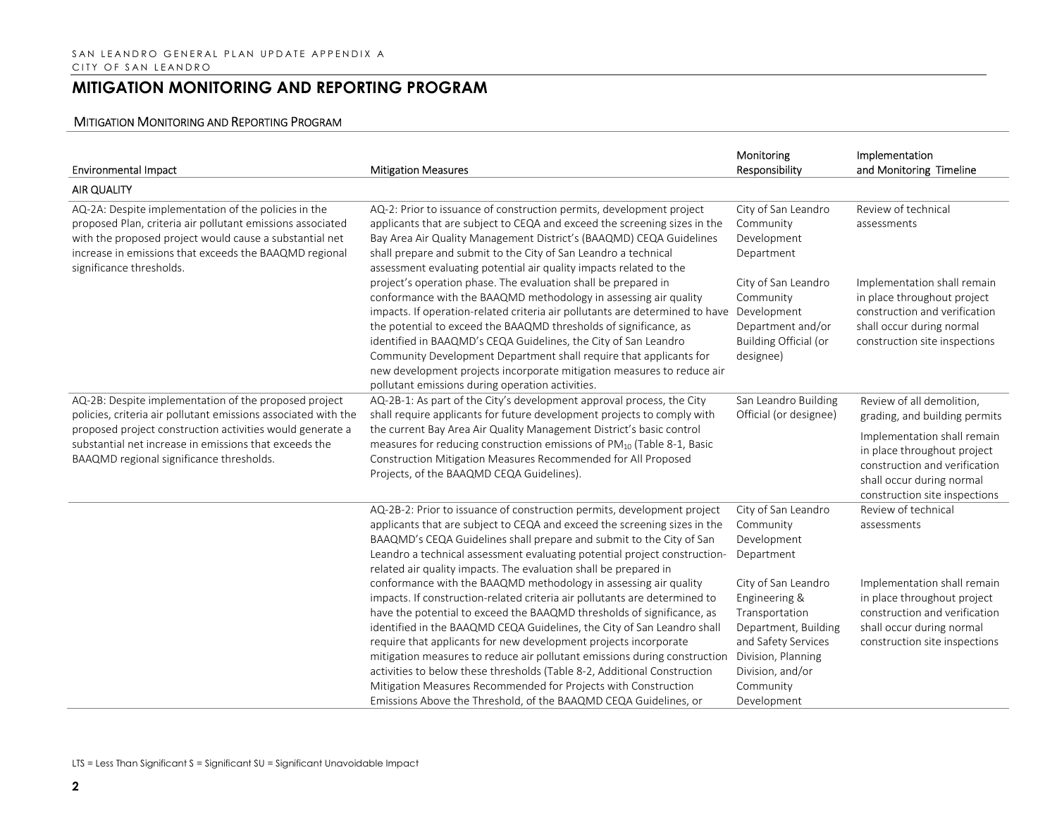# MITIGATION MONITORING AND REPORTING PROGRAM

## MITIGATION MONITORING AND REPORTING PROGRAM

| Environmental Impact | Mitigation Measures | Monitoring Responsibility | Implementation and Monitoring Timeline |
|---|---|---|---|
| AIR QUALITY | | | |
| AQ-2A: Despite implementation of the policies in the proposed Plan, criteria air pollutant emissions associated with the proposed project would cause a substantial net increase in emissions that exceeds the BAAQMD regional significance thresholds. | AQ-2: Prior to issuance of construction permits, development project applicants that are subject to CEQA and exceed the screening sizes in the Bay Area Air Quality Management District's (BAAQMD) CEQA Guidelines shall prepare and submit to the City of San Leandro a technical assessment evaluating potential air quality impacts related to the project's operation phase. The evaluation shall be prepared in conformance with the BAAQMD methodology in assessing air quality impacts. If operation-related criteria air pollutants are determined to have the potential to exceed the BAAQMD thresholds of significance, as identified in BAAQMD's CEQA Guidelines, the City of San Leandro Community Development Department shall require that applicants for new development projects incorporate mitigation measures to reduce air pollutant emissions during operation activities. | City of San Leandro Community Development Department<br><br>City of San Leandro Community Development Department and/or Building Official (or designee) | Review of technical assessments<br><br>Implementation shall remain in place throughout project construction and verification shall occur during normal construction site inspections |
| AQ-2B: Despite implementation of the proposed project policies, criteria air pollutant emissions associated with the proposed project construction activities would generate a substantial net increase in emissions that exceeds the BAAQMD regional significance thresholds. | AQ-2B-1: As part of the City's development approval process, the City shall require applicants for future development projects to comply with the current Bay Area Air Quality Management District's basic control measures for reducing construction emissions of $PM_{10}$ (Table 8-1, Basic Construction Mitigation Measures Recommended for All Proposed Projects, of the BAAQMD CEQA Guidelines). | San Leandro Building Official (or designee) | Review of all demolition, grading, and building permits<br><br>Implementation shall remain in place throughout project construction and verification shall occur during normal construction site inspections |
| | AQ-2B-2: Prior to issuance of construction permits, development project applicants that are subject to CEQA and exceed the screening sizes in the BAAQMD's CEQA Guidelines shall prepare and submit to the City of San Leandro a technical assessment evaluating potential project construction-related air quality impacts. The evaluation shall be prepared in conformance with the BAAQMD methodology in assessing air quality impacts. If construction-related criteria air pollutants are determined to have the potential to exceed the BAAQMD thresholds of significance, as identified in the BAAQMD CEQA Guidelines, the City of San Leandro shall require that applicants for new development projects incorporate mitigation measures to reduce air pollutant emissions during construction activities to below these thresholds (Table 8-2, Additional Construction Mitigation Measures Recommended for Projects with Construction Emissions Above the Threshold, of the BAAQMD CEQA Guidelines, or | City of San Leandro Community Development Department<br><br>City of San Leandro Engineering & Transportation Department, Building and Safety Services Division, Planning Division, and/or Community Development | Review of technical assessments<br><br>Implementation shall remain in place throughout project construction and verification shall occur during normal construction site inspections |

LTS = Less Than Significant S = Significant SU = Significant Unavoidable Impact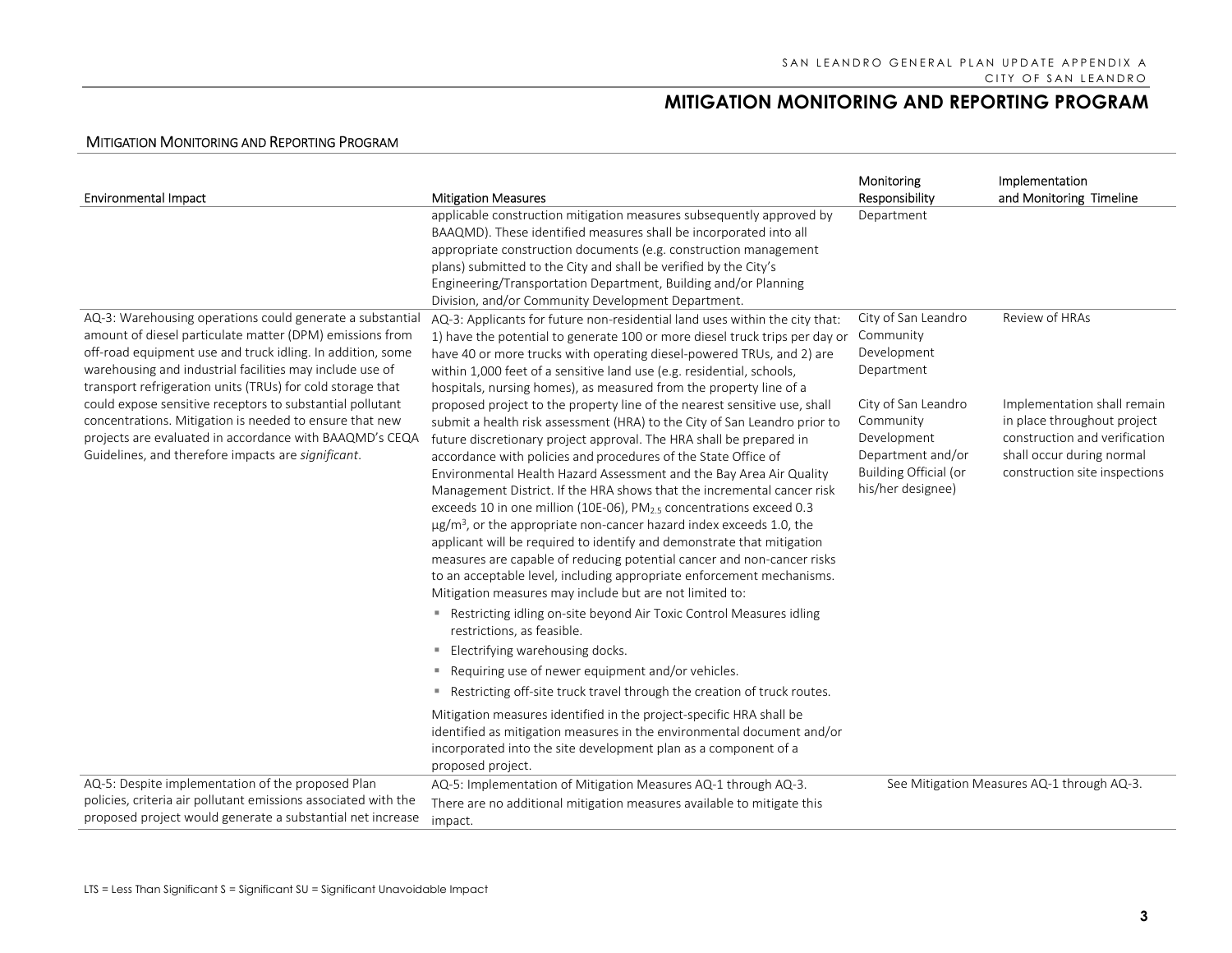# MITIGATION MONITORING AND REPORTING PROGRAM

## MITIGATION MONITORING AND REPORTING PROGRAM

| Environmental Impact | Mitigation Measures | Monitoring Responsibility | Implementation and Monitoring Timeline |
|---|---|---|---|
| | applicable construction mitigation measures subsequently approved by BAAQMD). These identified measures shall be incorporated into all appropriate construction documents (e.g. construction management plans) submitted to the City and shall be verified by the City's Engineering/Transportation Department, Building and/or Planning Division, and/or Community Development Department. | Department | |
| AQ-3: Warehousing operations could generate a substantial amount of diesel particulate matter (DPM) emissions from off-road equipment use and truck idling. In addition, some warehousing and industrial facilities may include use of transport refrigeration units (TRUs) for cold storage that could expose sensitive receptors to substantial pollutant concentrations. Mitigation is needed to ensure that new projects are evaluated in accordance with BAAQMD's CEQA Guidelines, and therefore impacts are *significant*. | AQ-3: Applicants for future non-residential land uses within the city that: 1) have the potential to generate 100 or more diesel truck trips per day or have 40 or more trucks with operating diesel-powered TRUs, and 2) are within 1,000 feet of a sensitive land use (e.g. residential, schools, hospitals, nursing homes), as measured from the property line of a proposed project to the property line of the nearest sensitive use, shall submit a health risk assessment (HRA) to the City of San Leandro prior to future discretionary project approval. The HRA shall be prepared in accordance with policies and procedures of the State Office of Environmental Health Hazard Assessment and the Bay Area Air Quality Management District. If the HRA shows that the incremental cancer risk exceeds 10 in one million (10E-06), $PM_{2.5}$ concentrations exceed 0.3 $\mu g/m^3$, or the appropriate non-cancer hazard index exceeds 1.0, the applicant will be required to identify and demonstrate that mitigation measures are capable of reducing potential cancer and non-cancer risks to an acceptable level, including appropriate enforcement mechanisms. Mitigation measures may include but are not limited to:<br>▪ Restricting idling on-site beyond Air Toxic Control Measures idling restrictions, as feasible.<br>▪ Electrifying warehousing docks.<br>▪ Requiring use of newer equipment and/or vehicles.<br>▪ Restricting off-site truck travel through the creation of truck routes.<br>Mitigation measures identified in the project-specific HRA shall be identified as mitigation measures in the environmental document and/or incorporated into the site development plan as a component of a proposed project. | City of San Leandro Community Development Department<br><br>City of San Leandro Community Development Department and/or Building Official (or his/her designee) | Review of HRAs<br><br>Implementation shall remain in place throughout project construction and verification shall occur during normal construction site inspections |
| AQ-5: Despite implementation of the proposed Plan policies, criteria air pollutant emissions associated with the proposed project would generate a substantial net increase | AQ-5: Implementation of Mitigation Measures AQ-1 through AQ-3.<br>There are no additional mitigation measures available to mitigate this impact. | See Mitigation Measures AQ-1 through AQ-3. | |

LTS = Less Than Significant S = Significant SU = Significant Unavoidable Impact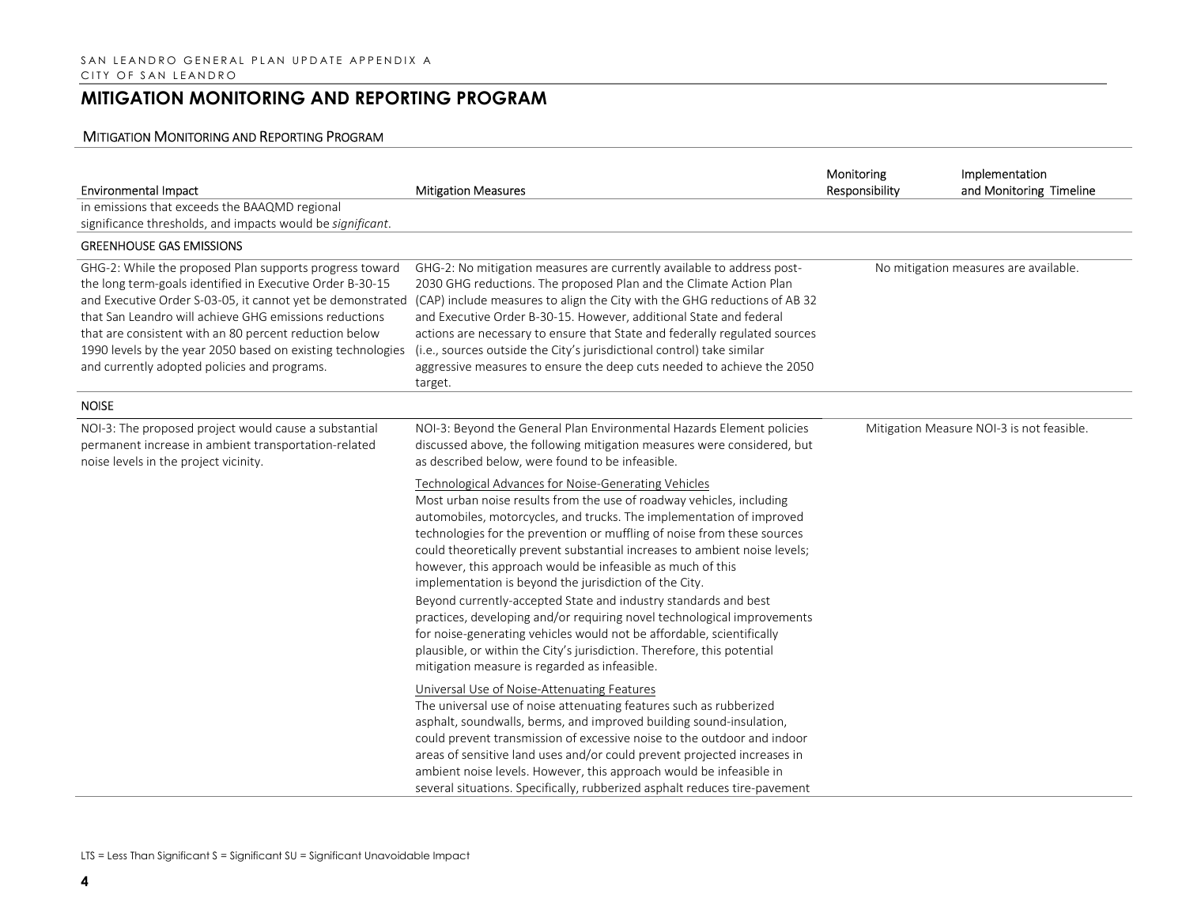## MITIGATION MONITORING AND REPORTING PROGRAM

### MITIGATION MONITORING AND REPORTING PROGRAM

| Environmental Impact | Mitigation Measures | Monitoring Responsibility | Implementation and Monitoring Timeline |
|---|---|---|---|
| in emissions that exceeds the BAAQMD regional significance thresholds, and impacts would be *significant*. | | | |
| **GREENHOUSE GAS EMISSIONS** | | | |
| GHG-2: While the proposed Plan supports progress toward the long term-goals identified in Executive Order B-30-15 and Executive Order S-03-05, it cannot yet be demonstrated that San Leandro will achieve GHG emissions reductions that are consistent with an 80 percent reduction below 1990 levels by the year 2050 based on existing technologies and currently adopted policies and programs. | GHG-2: No mitigation measures are currently available to address post-2030 GHG reductions. The proposed Plan and the Climate Action Plan (CAP) include measures to align the City with the GHG reductions of AB 32 and Executive Order B-30-15. However, additional State and federal actions are necessary to ensure that State and federally regulated sources (i.e., sources outside the City's jurisdictional control) take similar aggressive measures to ensure the deep cuts needed to achieve the 2050 target. | No mitigation measures are available. | |
| **NOISE** | | | |
| NOI-3: The proposed project would cause a substantial permanent increase in ambient transportation-related noise levels in the project vicinity. | NOI-3: Beyond the General Plan Environmental Hazards Element policies discussed above, the following mitigation measures were considered, but as described below, were found to be infeasible.<br><br><u>Technological Advances for Noise-Generating Vehicles</u><br>Most urban noise results from the use of roadway vehicles, including automobiles, motorcycles, and trucks. The implementation of improved technologies for the prevention or muffling of noise from these sources could theoretically prevent substantial increases to ambient noise levels; however, this approach would be infeasible as much of this implementation is beyond the jurisdiction of the City.<br>Beyond currently-accepted State and industry standards and best practices, developing and/or requiring novel technological improvements for noise-generating vehicles would not be affordable, scientifically plausible, or within the City's jurisdiction. Therefore, this potential mitigation measure is regarded as infeasible.<br><br><u>Universal Use of Noise-Attenuating Features</u><br>The universal use of noise attenuating features such as rubberized asphalt, soundwalls, berms, and improved building sound-insulation, could prevent transmission of excessive noise to the outdoor and indoor areas of sensitive land uses and/or could prevent projected increases in ambient noise levels. However, this approach would be infeasible in several situations. Specifically, rubberized asphalt reduces tire-pavement | Mitigation Measure NOI-3 is not feasible. | |

LTS = Less Than Significant S = Significant SU = Significant Unavoidable Impact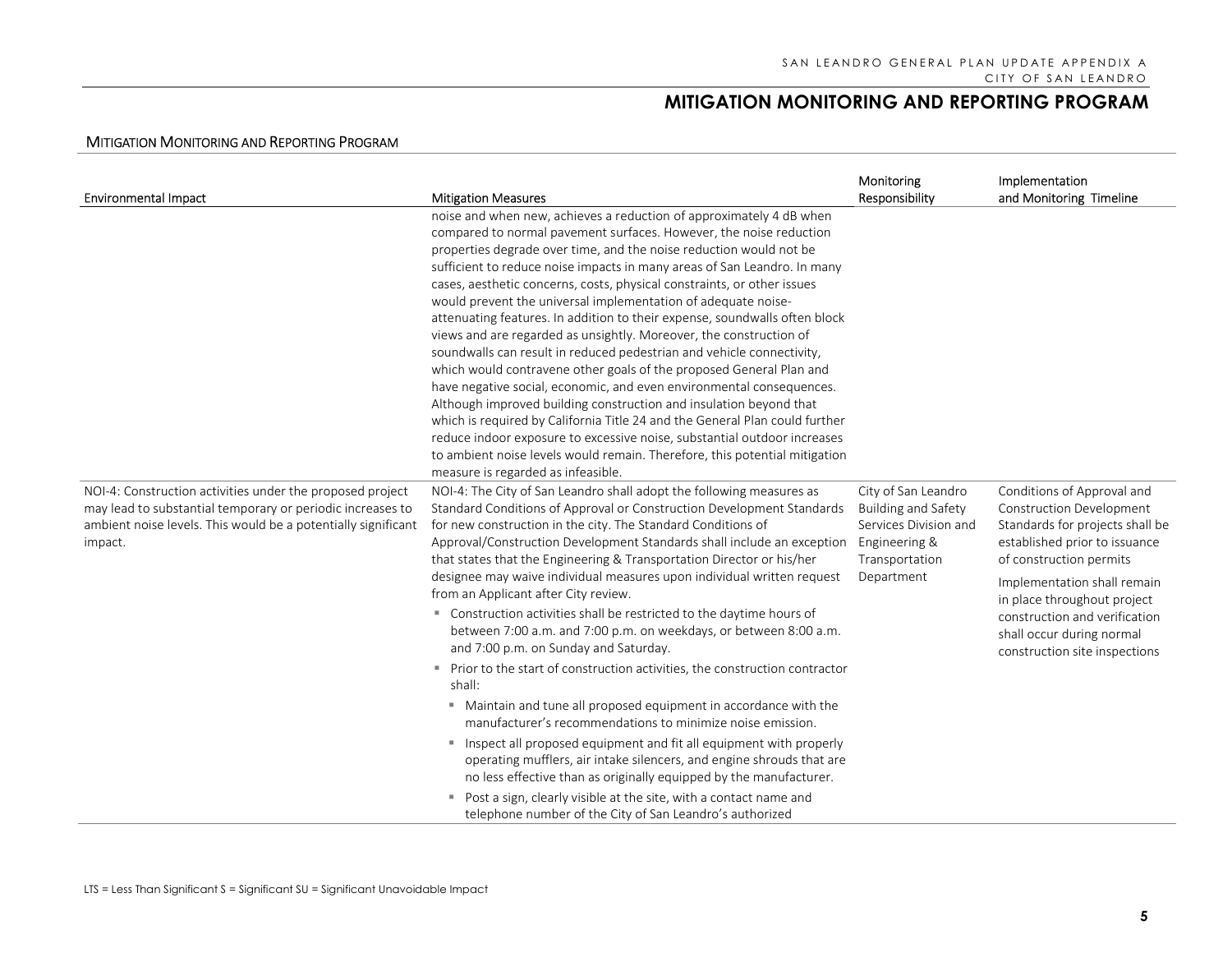# MITIGATION MONITORING AND REPORTING PROGRAM

MITIGATION MONITORING AND REPORTING PROGRAM

| Environmental Impact | Mitigation Measures | Monitoring Responsibility | Implementation and Monitoring Timeline |
|---|---|---|---|
| | noise and when new, achieves a reduction of approximately 4 dB when compared to normal pavement surfaces. However, the noise reduction properties degrade over time, and the noise reduction would not be sufficient to reduce noise impacts in many areas of San Leandro. In many cases, aesthetic concerns, costs, physical constraints, or other issues would prevent the universal implementation of adequate noise-attenuating features. In addition to their expense, soundwalls often block views and are regarded as unsightly. Moreover, the construction of soundwalls can result in reduced pedestrian and vehicle connectivity, which would contravene other goals of the proposed General Plan and have negative social, economic, and even environmental consequences. Although improved building construction and insulation beyond that which is required by California Title 24 and the General Plan could further reduce indoor exposure to excessive noise, substantial outdoor increases to ambient noise levels would remain. Therefore, this potential mitigation measure is regarded as infeasible. | | |
| NOI-4: Construction activities under the proposed project may lead to substantial temporary or periodic increases to ambient noise levels. This would be a potentially significant impact. | NOI-4: The City of San Leandro shall adopt the following measures as Standard Conditions of Approval or Construction Development Standards for new construction in the city. The Standard Conditions of Approval/Construction Development Standards shall include an exception that states that the Engineering & Transportation Director or his/her designee may waive individual measures upon individual written request from an Applicant after City review.<br>▪ Construction activities shall be restricted to the daytime hours of between 7:00 a.m. and 7:00 p.m. on weekdays, or between 8:00 a.m. and 7:00 p.m. on Sunday and Saturday.<br>▪ Prior to the start of construction activities, the construction contractor shall:<br>&nbsp;&nbsp;▪ Maintain and tune all proposed equipment in accordance with the manufacturer's recommendations to minimize noise emission.<br>&nbsp;&nbsp;▪ Inspect all proposed equipment and fit all equipment with properly operating mufflers, air intake silencers, and engine shrouds that are no less effective than as originally equipped by the manufacturer.<br>&nbsp;&nbsp;▪ Post a sign, clearly visible at the site, with a contact name and telephone number of the City of San Leandro's authorized | City of San Leandro Building and Safety Services Division and Engineering & Transportation Department | Conditions of Approval and Construction Development Standards for projects shall be established prior to issuance of construction permits<br><br>Implementation shall remain in place throughout project construction and verification shall occur during normal construction site inspections |

LTS = Less Than Significant S = Significant SU = Significant Unavoidable Impact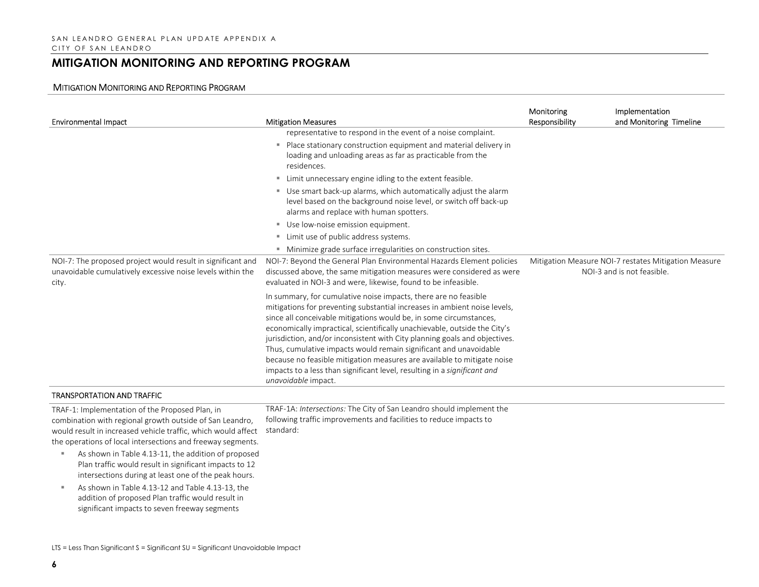## MITIGATION MONITORING AND REPORTING PROGRAM

### MITIGATION MONITORING AND REPORTING PROGRAM

| Environmental Impact | Mitigation Measures | Monitoring Responsibility | Implementation and Monitoring Timeline |
|---|---|---|---|
| | representative to respond in the event of a noise complaint.<br>▪ Place stationary construction equipment and material delivery in loading and unloading areas as far as practicable from the residences.<br>▪ Limit unnecessary engine idling to the extent feasible.<br>▪ Use smart back-up alarms, which automatically adjust the alarm level based on the background noise level, or switch off back-up alarms and replace with human spotters.<br>▪ Use low-noise emission equipment.<br>▪ Limit use of public address systems.<br>▪ Minimize grade surface irregularities on construction sites. | | |
| NOI-7: The proposed project would result in significant and unavoidable cumulatively excessive noise levels within the city. | NOI-7: Beyond the General Plan Environmental Hazards Element policies discussed above, the same mitigation measures were considered as were evaluated in NOI-3 and were, likewise, found to be infeasible.<br><br>In summary, for cumulative noise impacts, there are no feasible mitigations for preventing substantial increases in ambient noise levels, since all conceivable mitigations would be, in some circumstances, economically impractical, scientifically unachievable, outside the City's jurisdiction, and/or inconsistent with City planning goals and objectives. Thus, cumulative impacts would remain significant and unavoidable because no feasible mitigation measures are available to mitigate noise impacts to a less than significant level, resulting in a *significant and unavoidable* impact. | Mitigation Measure NOI-7 restates Mitigation Measure NOI-3 and is not feasible. | |
| **TRANSPORTATION AND TRAFFIC** | | | |
| TRAF-1: Implementation of the Proposed Plan, in combination with regional growth outside of San Leandro, would result in increased vehicle traffic, which would affect the operations of local intersections and freeway segments.<br>▪ As shown in Table 4.13-11, the addition of proposed Plan traffic would result in significant impacts to 12 intersections during at least one of the peak hours.<br>▪ As shown in Table 4.13-12 and Table 4.13-13, the addition of proposed Plan traffic would result in significant impacts to seven freeway segments | TRAF-1A: *Intersections:* The City of San Leandro should implement the following traffic improvements and facilities to reduce impacts to standard: | | |

LTS = Less Than Significant S = Significant SU = Significant Unavoidable Impact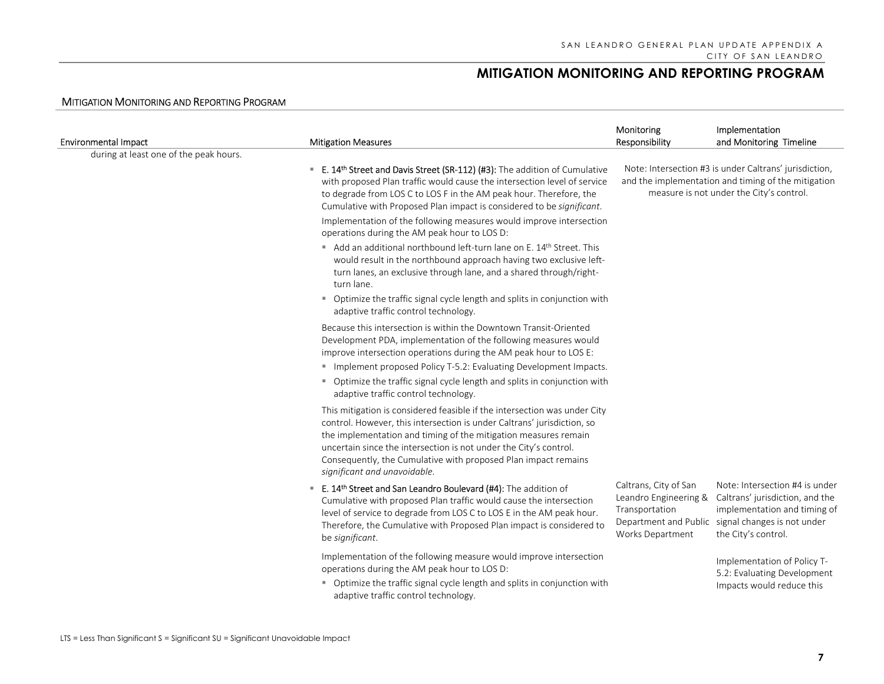## MITIGATION MONITORING AND REPORTING PROGRAM

MITIGATION MONITORING AND REPORTING PROGRAM

| Environmental Impact | Mitigation Measures | Monitoring Responsibility | Implementation and Monitoring Timeline |
|---|---|---|---|
| during at least one of the peak hours. | ▪ **E. 14th Street and Davis Street (SR-112) (#3):** The addition of Cumulative with proposed Plan traffic would cause the intersection level of service to degrade from LOS C to LOS F in the AM peak hour. Therefore, the Cumulative with Proposed Plan impact is considered to be *significant*.<br><br>Implementation of the following measures would improve intersection operations during the AM peak hour to LOS D:<br>▪ Add an additional northbound left-turn lane on E. 14th Street. This would result in the northbound approach having two exclusive left-turn lanes, an exclusive through lane, and a shared through/right-turn lane.<br>▪ Optimize the traffic signal cycle length and splits in conjunction with adaptive traffic control technology.<br><br>Because this intersection is within the Downtown Transit-Oriented Development PDA, implementation of the following measures would improve intersection operations during the AM peak hour to LOS E:<br>▪ Implement proposed Policy T-5.2: Evaluating Development Impacts.<br>▪ Optimize the traffic signal cycle length and splits in conjunction with adaptive traffic control technology.<br><br>This mitigation is considered feasible if the intersection was under City control. However, this intersection is under Caltrans' jurisdiction, so the implementation and timing of the mitigation measures remain uncertain since the intersection is not under the City's control. Consequently, the Cumulative with proposed Plan impact remains *significant and unavoidable*. | Note: Intersection #3 is under Caltrans' jurisdiction, and the implementation and timing of the mitigation measure is not under the City's control. | |
| | ▪ **E. 14th Street and San Leandro Boulevard (#4):** The addition of Cumulative with proposed Plan traffic would cause the intersection level of service to degrade from LOS C to LOS E in the AM peak hour. Therefore, the Cumulative with Proposed Plan impact is considered to be *significant*.<br><br>Implementation of the following measure would improve intersection operations during the AM peak hour to LOS D:<br>▪ Optimize the traffic signal cycle length and splits in conjunction with adaptive traffic control technology. | Caltrans, City of San Leandro Engineering & Transportation Department and Public Works Department | Note: Intersection #4 is under Caltrans' jurisdiction, and the implementation and timing of signal changes is not under the City's control.<br><br>Implementation of Policy T-5.2: Evaluating Development Impacts would reduce this |

LTS = Less Than Significant S = Significant SU = Significant Unavoidable Impact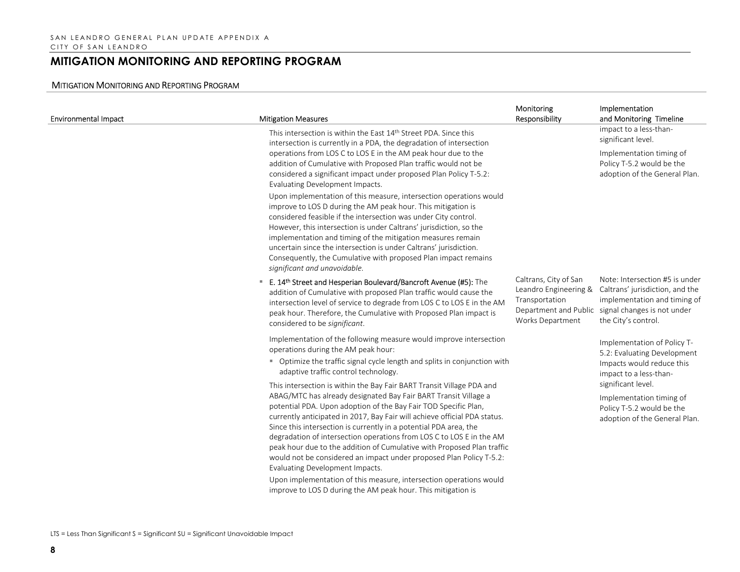## MITIGATION MONITORING AND REPORTING PROGRAM

### MITIGATION MONITORING AND REPORTING PROGRAM

| Environmental Impact | Mitigation Measures | Monitoring Responsibility | Implementation and Monitoring Timeline |
|---|---|---|---|
| | This intersection is within the East 14th Street PDA. Since this intersection is currently in a PDA, the degradation of intersection operations from LOS C to LOS E in the AM peak hour due to the addition of Cumulative with Proposed Plan traffic would not be considered a significant impact under proposed Plan Policy T-5.2: Evaluating Development Impacts.<br><br>Upon implementation of this measure, intersection operations would improve to LOS D during the AM peak hour. This mitigation is considered feasible if the intersection was under City control. However, this intersection is under Caltrans' jurisdiction, so the implementation and timing of the mitigation measures remain uncertain since the intersection is under Caltrans' jurisdiction. Consequently, the Cumulative with proposed Plan impact remains *significant and unavoidable*. | | impact to a less-than-significant level.<br><br>Implementation timing of Policy T-5.2 would be the adoption of the General Plan. |
| | ▪ E. 14th Street and Hesperian Boulevard/Bancroft Avenue (#5): The addition of Cumulative with proposed Plan traffic would cause the intersection level of service to degrade from LOS C to LOS E in the AM peak hour. Therefore, the Cumulative with Proposed Plan impact is considered to be *significant*.<br><br>Implementation of the following measure would improve intersection operations during the AM peak hour:<br>▪ Optimize the traffic signal cycle length and splits in conjunction with adaptive traffic control technology.<br><br>This intersection is within the Bay Fair BART Transit Village PDA and ABAG/MTC has already designated Bay Fair BART Transit Village a potential PDA. Upon adoption of the Bay Fair TOD Specific Plan, currently anticipated in 2017, Bay Fair will achieve official PDA status. Since this intersection is currently in a potential PDA area, the degradation of intersection operations from LOS C to LOS E in the AM peak hour due to the addition of Cumulative with Proposed Plan traffic would not be considered an impact under proposed Plan Policy T-5.2: Evaluating Development Impacts.<br><br>Upon implementation of this measure, intersection operations would improve to LOS D during the AM peak hour. This mitigation is | Caltrans, City of San Leandro Engineering & Transportation Department and Public Works Department | Note: Intersection #5 is under Caltrans' jurisdiction, and the implementation and timing of signal changes is not under the City's control.<br><br>Implementation of Policy T-5.2: Evaluating Development Impacts would reduce this impact to a less-than-significant level.<br><br>Implementation timing of Policy T-5.2 would be the adoption of the General Plan. |

LTS = Less Than Significant S = Significant SU = Significant Unavoidable Impact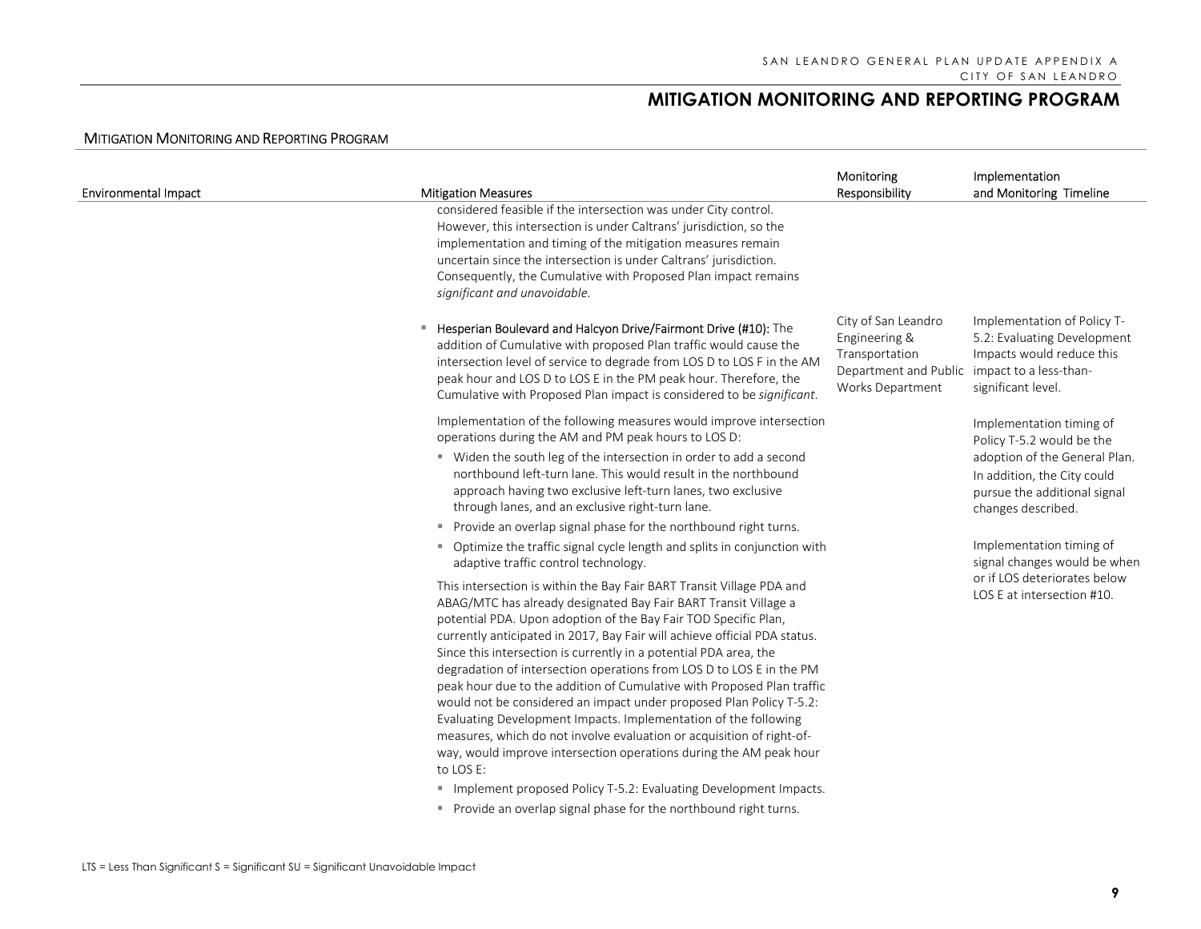MITIGATION MONITORING AND REPORTING PROGRAM

| Environmental Impact | Mitigation Measures | Monitoring Responsibility | Implementation and Monitoring Timeline |
|---|---|---|---|
| | considered feasible if the intersection was under City control. However, this intersection is under Caltrans' jurisdiction, so the implementation and timing of the mitigation measures remain uncertain since the intersection is under Caltrans' jurisdiction. Consequently, the Cumulative with Proposed Plan impact remains *significant and unavoidable*. | | |
| | ▪ **Hesperian Boulevard and Halcyon Drive/Fairmont Drive (#10):** The addition of Cumulative with proposed Plan traffic would cause the intersection level of service to degrade from LOS D to LOS F in the AM peak hour and LOS D to LOS E in the PM peak hour. Therefore, the Cumulative with Proposed Plan impact is considered to be *significant*.<br><br>Implementation of the following measures would improve intersection operations during the AM and PM peak hours to LOS D:<br>▪ Widen the south leg of the intersection in order to add a second northbound left-turn lane. This would result in the northbound approach having two exclusive left-turn lanes, two exclusive through lanes, and an exclusive right-turn lane.<br>▪ Provide an overlap signal phase for the northbound right turns.<br>▪ Optimize the traffic signal cycle length and splits in conjunction with adaptive traffic control technology.<br><br>This intersection is within the Bay Fair BART Transit Village PDA and ABAG/MTC has already designated Bay Fair BART Transit Village a potential PDA. Upon adoption of the Bay Fair TOD Specific Plan, currently anticipated in 2017, Bay Fair will achieve official PDA status. Since this intersection is currently in a potential PDA area, the degradation of intersection operations from LOS D to LOS E in the PM peak hour due to the addition of Cumulative with Proposed Plan traffic would not be considered an impact under proposed Plan Policy T-5.2: Evaluating Development Impacts. Implementation of the following measures, which do not involve evaluation or acquisition of right-of-way, would improve intersection operations during the AM peak hour to LOS E:<br>▪ Implement proposed Policy T-5.2: Evaluating Development Impacts.<br>▪ Provide an overlap signal phase for the northbound right turns. | City of San Leandro Engineering & Transportation Department and Public Works Department | Implementation of Policy T-5.2: Evaluating Development Impacts would reduce this impact to a less-than-significant level.<br><br>Implementation timing of Policy T-5.2 would be the adoption of the General Plan. In addition, the City could pursue the additional signal changes described.<br><br>Implementation timing of signal changes would be when or if LOS deteriorates below LOS E at intersection #10. |

LTS = Less Than Significant S = Significant SU = Significant Unavoidable Impact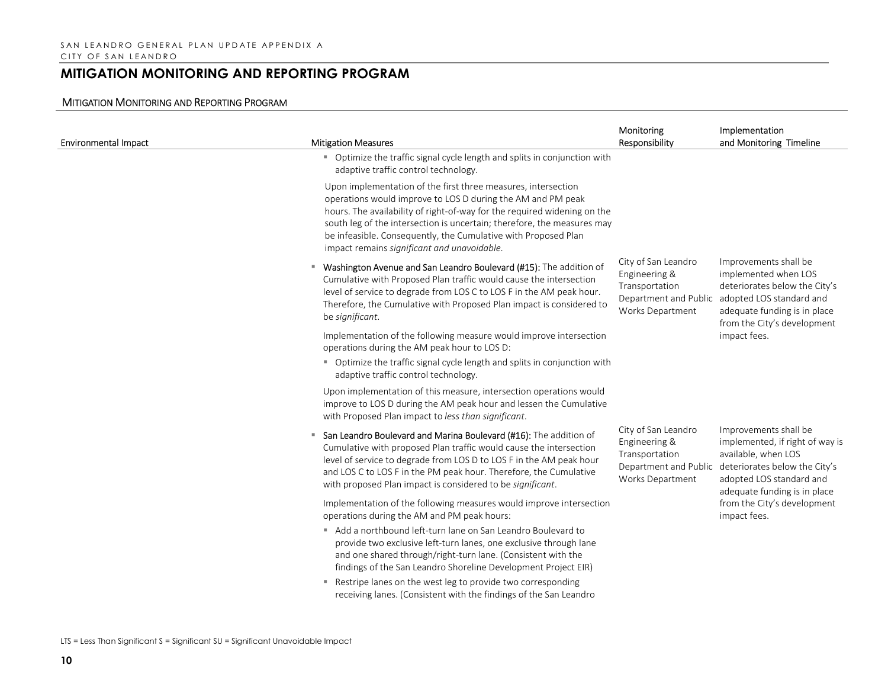# MITIGATION MONITORING AND REPORTING PROGRAM

MITIGATION MONITORING AND REPORTING PROGRAM

| Environmental Impact | Mitigation Measures | Monitoring Responsibility | Implementation and Monitoring Timeline |
|---|---|---|---|
| | ▪ Optimize the traffic signal cycle length and splits in conjunction with adaptive traffic control technology.<br><br>Upon implementation of the first three measures, intersection operations would improve to LOS D during the AM and PM peak hours. The availability of right-of-way for the required widening on the south leg of the intersection is uncertain; therefore, the measures may be infeasible. Consequently, the Cumulative with Proposed Plan impact remains *significant and unavoidable*. | | |
| | ▪ Washington Avenue and San Leandro Boulevard (#15): The addition of Cumulative with Proposed Plan traffic would cause the intersection level of service to degrade from LOS C to LOS F in the AM peak hour. Therefore, the Cumulative with Proposed Plan impact is considered to be *significant*.<br><br>Implementation of the following measure would improve intersection operations during the AM peak hour to LOS D:<br><br>▪ Optimize the traffic signal cycle length and splits in conjunction with adaptive traffic control technology.<br><br>Upon implementation of this measure, intersection operations would improve to LOS D during the AM peak hour and lessen the Cumulative with Proposed Plan impact to *less than significant*. | City of San Leandro Engineering & Transportation Department and Public Works Department | Improvements shall be implemented when LOS deteriorates below the City's adopted LOS standard and adequate funding is in place from the City's development impact fees. |
| | ▪ San Leandro Boulevard and Marina Boulevard (#16): The addition of Cumulative with proposed Plan traffic would cause the intersection level of service to degrade from LOS D to LOS F in the AM peak hour and LOS C to LOS F in the PM peak hour. Therefore, the Cumulative with proposed Plan impact is considered to be *significant*.<br><br>Implementation of the following measures would improve intersection operations during the AM and PM peak hours:<br><br>▪ Add a northbound left-turn lane on San Leandro Boulevard to provide two exclusive left-turn lanes, one exclusive through lane and one shared through/right-turn lane. (Consistent with the findings of the San Leandro Shoreline Development Project EIR)<br><br>▪ Restripe lanes on the west leg to provide two corresponding receiving lanes. (Consistent with the findings of the San Leandro | City of San Leandro Engineering & Transportation Department and Public Works Department | Improvements shall be implemented, if right of way is available, when LOS deteriorates below the City's adopted LOS standard and adequate funding is in place from the City's development impact fees. |

LTS = Less Than Significant S = Significant SU = Significant Unavoidable Impact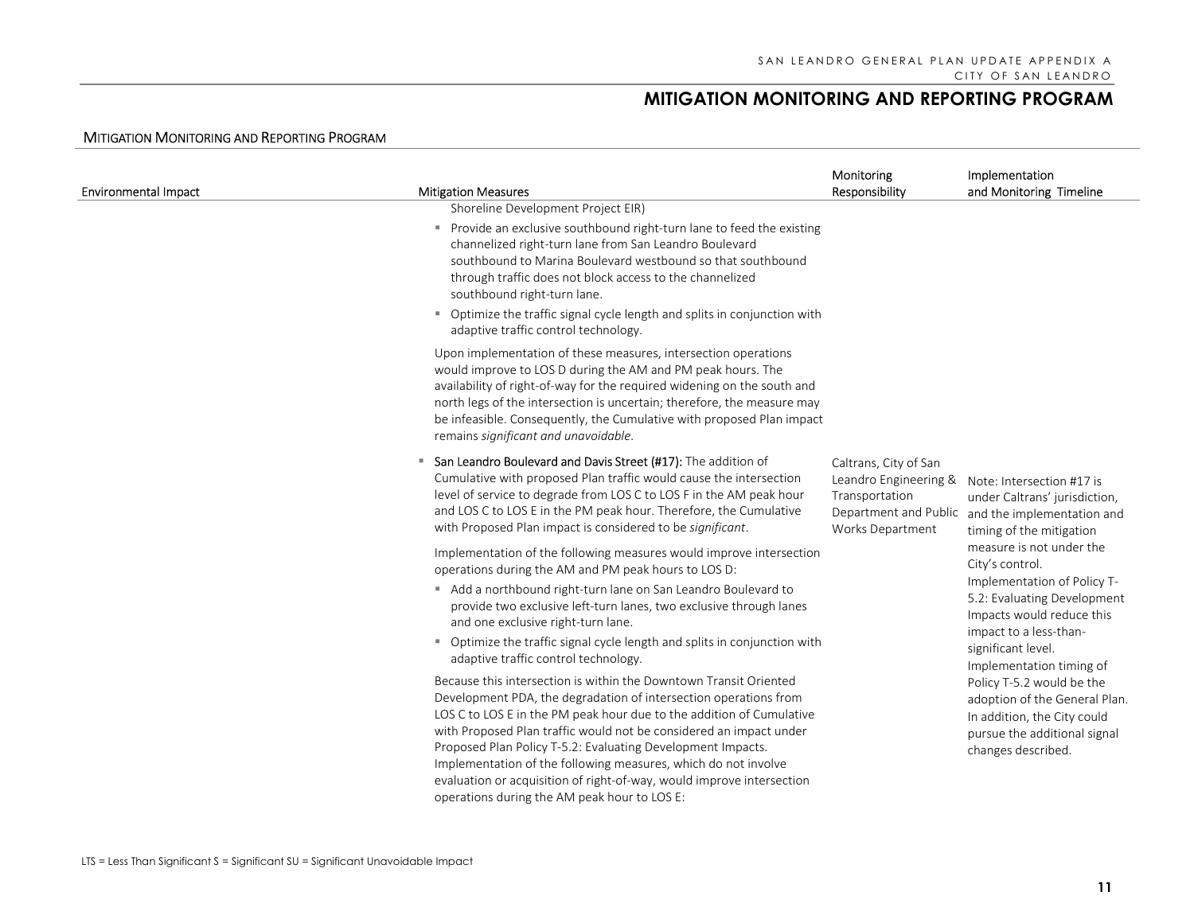## MITIGATION MONITORING AND REPORTING PROGRAM

MITIGATION MONITORING AND REPORTING PROGRAM

| Environmental Impact | Mitigation Measures | Monitoring Responsibility | Implementation and Monitoring Timeline |
|---|---|---|---|
| | Shoreline Development Project EIR)<br>▪ Provide an exclusive southbound right-turn lane to feed the existing channelized right-turn lane from San Leandro Boulevard southbound to Marina Boulevard westbound so that southbound through traffic does not block access to the channelized southbound right-turn lane.<br>▪ Optimize the traffic signal cycle length and splits in conjunction with adaptive traffic control technology.<br><br>Upon implementation of these measures, intersection operations would improve to LOS D during the AM and PM peak hours. The availability of right-of-way for the required widening on the south and north legs of the intersection is uncertain; therefore, the measure may be infeasible. Consequently, the Cumulative with proposed Plan impact remains *significant and unavoidable*. | | |
| | ▪ San Leandro Boulevard and Davis Street (#17): The addition of Cumulative with proposed Plan traffic would cause the intersection level of service to degrade from LOS C to LOS F in the AM peak hour and LOS C to LOS E in the PM peak hour. Therefore, the Cumulative with Proposed Plan impact is considered to be *significant*.<br><br>Implementation of the following measures would improve intersection operations during the AM and PM peak hours to LOS D:<br>▪ Add a northbound right-turn lane on San Leandro Boulevard to provide two exclusive left-turn lanes, two exclusive through lanes and one exclusive right-turn lane.<br>▪ Optimize the traffic signal cycle length and splits in conjunction with adaptive traffic control technology.<br><br>Because this intersection is within the Downtown Transit Oriented Development PDA, the degradation of intersection operations from LOS C to LOS E in the PM peak hour due to the addition of Cumulative with Proposed Plan traffic would not be considered an impact under Proposed Plan Policy T-5.2: Evaluating Development Impacts. Implementation of the following measures, which do not involve evaluation or acquisition of right-of-way, would improve intersection operations during the AM peak hour to LOS E: | Caltrans, City of San Leandro Engineering & Transportation Department and Public Works Department | Note: Intersection #17 is under Caltrans' jurisdiction, and the implementation and timing of the mitigation measure is not under the City's control.<br>Implementation of Policy T-5.2: Evaluating Development Impacts would reduce this impact to a less-than-significant level.<br>Implementation timing of Policy T-5.2 would be the adoption of the General Plan. In addition, the City could pursue the additional signal changes described. |

LTS = Less Than Significant S = Significant SU = Significant Unavoidable Impact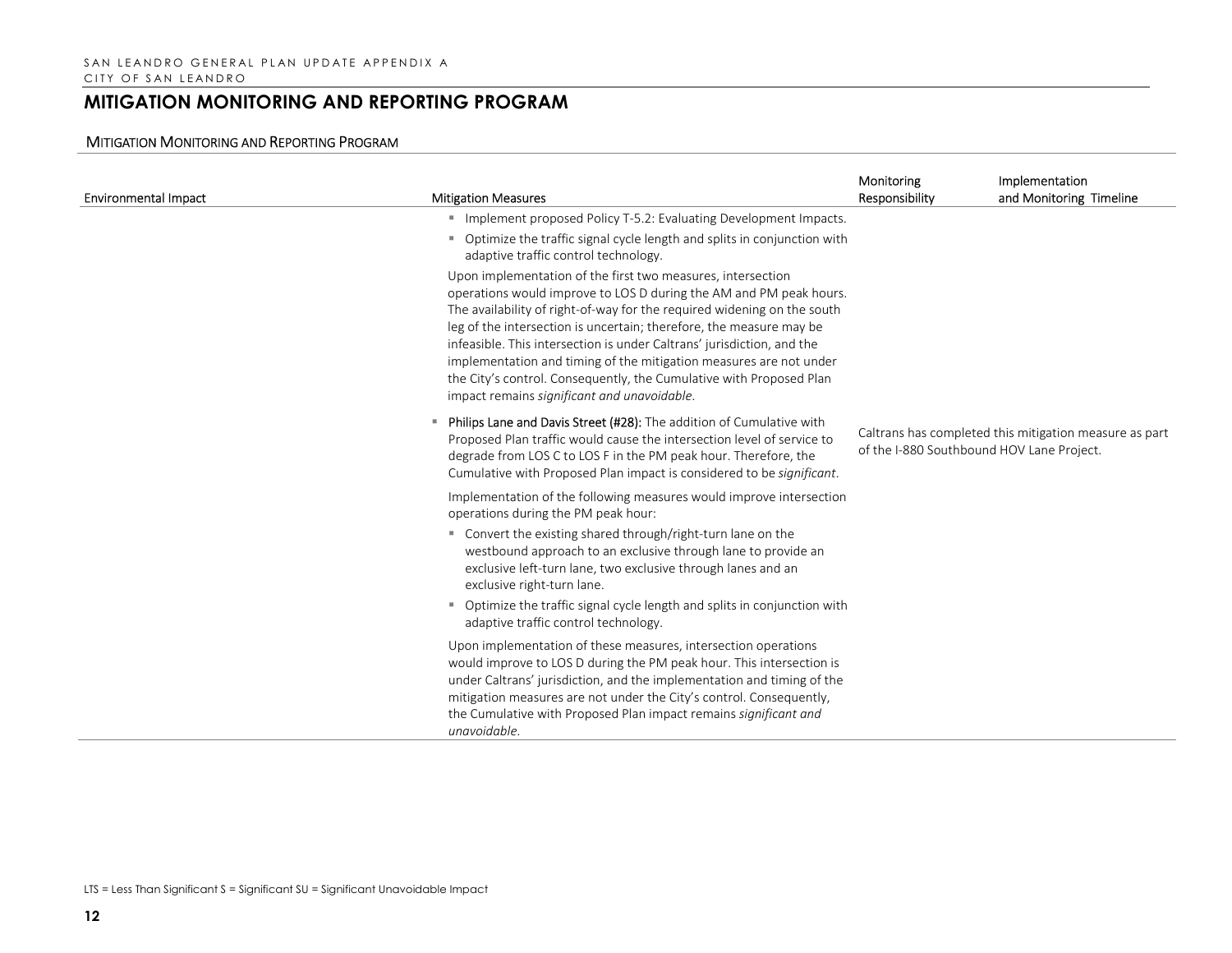# MITIGATION MONITORING AND REPORTING PROGRAM

## MITIGATION MONITORING AND REPORTING PROGRAM

| Environmental Impact | Mitigation Measures | Monitoring Responsibility | Implementation and Monitoring Timeline |
|---|---|---|---|
| | ▪ Implement proposed Policy T-5.2: Evaluating Development Impacts.<br>▪ Optimize the traffic signal cycle length and splits in conjunction with adaptive traffic control technology.<br>Upon implementation of the first two measures, intersection operations would improve to LOS D during the AM and PM peak hours. The availability of right-of-way for the required widening on the south leg of the intersection is uncertain; therefore, the measure may be infeasible. This intersection is under Caltrans' jurisdiction, and the implementation and timing of the mitigation measures are not under the City's control. Consequently, the Cumulative with Proposed Plan impact remains *significant and unavoidable*. | | |
| | ▪ **Philips Lane and Davis Street (#28):** The addition of Cumulative with Proposed Plan traffic would cause the intersection level of service to degrade from LOS C to LOS F in the PM peak hour. Therefore, the Cumulative with Proposed Plan impact is considered to be *significant*.<br>Implementation of the following measures would improve intersection operations during the PM peak hour:<br>▪ Convert the existing shared through/right-turn lane on the westbound approach to an exclusive through lane to provide an exclusive left-turn lane, two exclusive through lanes and an exclusive right-turn lane.<br>▪ Optimize the traffic signal cycle length and splits in conjunction with adaptive traffic control technology.<br>Upon implementation of these measures, intersection operations would improve to LOS D during the PM peak hour. This intersection is under Caltrans' jurisdiction, and the implementation and timing of the mitigation measures are not under the City's control. Consequently, the Cumulative with Proposed Plan impact remains *significant and unavoidable*. | Caltrans has completed this mitigation measure as part of the I-880 Southbound HOV Lane Project. | |

LTS = Less Than Significant S = Significant SU = Significant Unavoidable Impact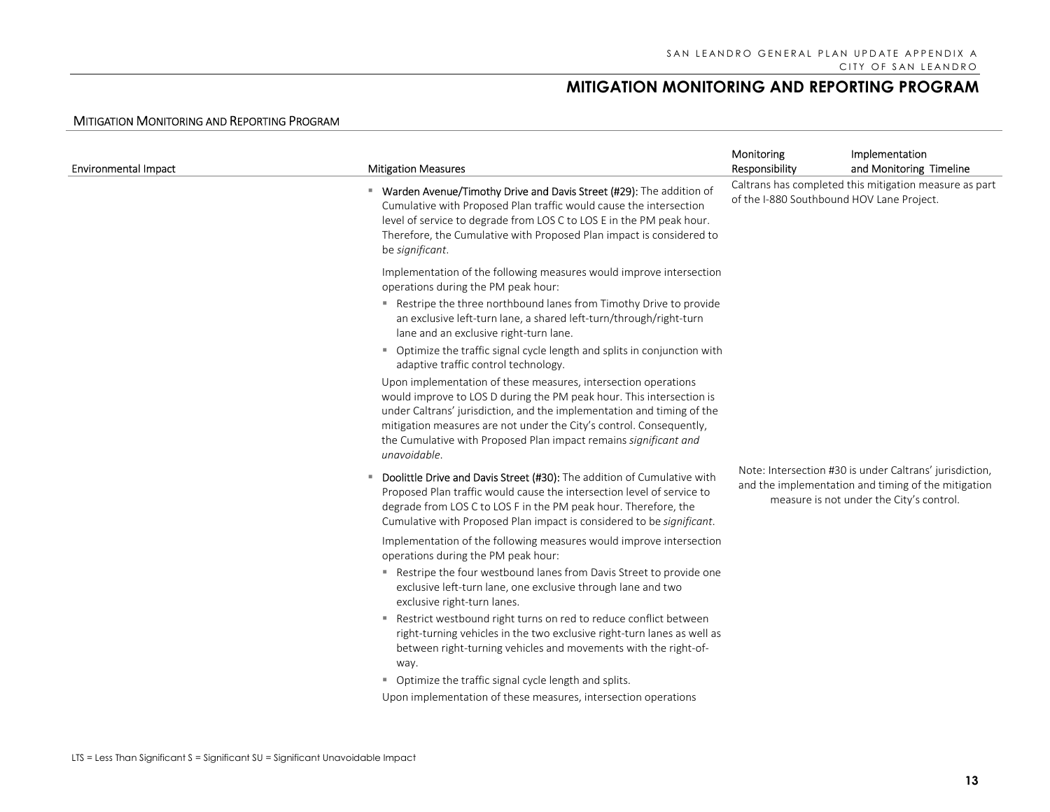## MITIGATION MONITORING AND REPORTING PROGRAM

MITIGATION MONITORING AND REPORTING PROGRAM

| Environmental Impact | Mitigation Measures | Monitoring Responsibility | Implementation and Monitoring Timeline |
|---|---|---|---|
| | ▪ **Warden Avenue/Timothy Drive and Davis Street (#29):** The addition of Cumulative with Proposed Plan traffic would cause the intersection level of service to degrade from LOS C to LOS E in the PM peak hour. Therefore, the Cumulative with Proposed Plan impact is considered to be *significant*.<br><br>Implementation of the following measures would improve intersection operations during the PM peak hour:<br>▪ Restripe the three northbound lanes from Timothy Drive to provide an exclusive left-turn lane, a shared left-turn/through/right-turn lane and an exclusive right-turn lane.<br>▪ Optimize the traffic signal cycle length and splits in conjunction with adaptive traffic control technology.<br><br>Upon implementation of these measures, intersection operations would improve to LOS D during the PM peak hour. This intersection is under Caltrans' jurisdiction, and the implementation and timing of the mitigation measures are not under the City's control. Consequently, the Cumulative with Proposed Plan impact remains *significant and unavoidable*. | Caltrans has completed this mitigation measure as part of the I-880 Southbound HOV Lane Project. | |
| | ▪ **Doolittle Drive and Davis Street (#30):** The addition of Cumulative with Proposed Plan traffic would cause the intersection level of service to degrade from LOS C to LOS F in the PM peak hour. Therefore, the Cumulative with Proposed Plan impact is considered to be *significant*.<br><br>Implementation of the following measures would improve intersection operations during the PM peak hour:<br>▪ Restripe the four westbound lanes from Davis Street to provide one exclusive left-turn lane, one exclusive through lane and two exclusive right-turn lanes.<br>▪ Restrict westbound right turns on red to reduce conflict between right-turning vehicles in the two exclusive right-turn lanes as well as between right-turning vehicles and movements with the right-of-way.<br>▪ Optimize the traffic signal cycle length and splits.<br><br>Upon implementation of these measures, intersection operations | Note: Intersection #30 is under Caltrans' jurisdiction, and the implementation and timing of the mitigation measure is not under the City's control. | |

LTS = Less Than Significant S = Significant SU = Significant Unavoidable Impact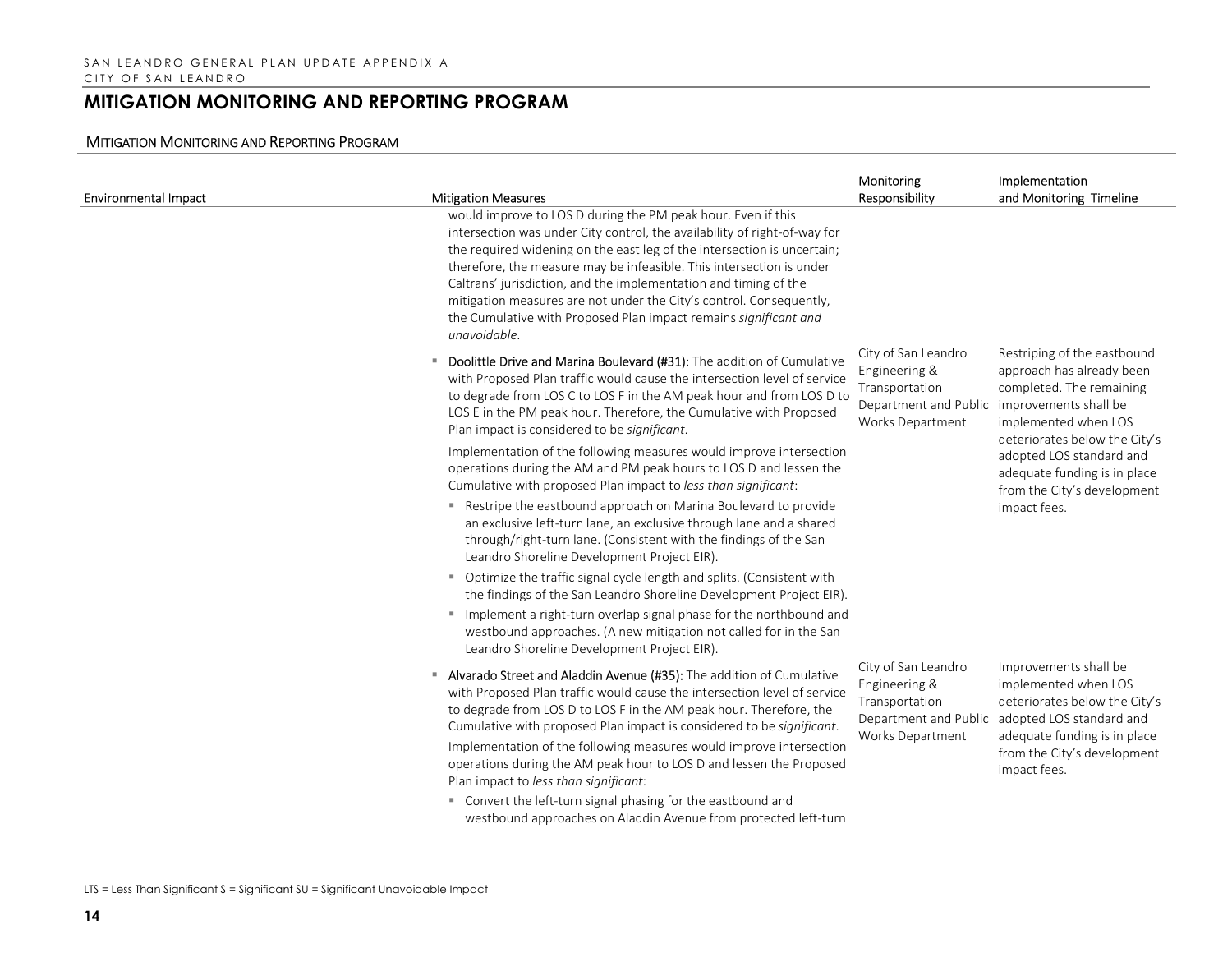# MITIGATION MONITORING AND REPORTING PROGRAM

MITIGATION MONITORING AND REPORTING PROGRAM

| Environmental Impact | Mitigation Measures | Monitoring Responsibility | Implementation and Monitoring Timeline |
|---|---|---|---|
| | would improve to LOS D during the PM peak hour. Even if this intersection was under City control, the availability of right-of-way for the required widening on the east leg of the intersection is uncertain; therefore, the measure may be infeasible. This intersection is under Caltrans' jurisdiction, and the implementation and timing of the mitigation measures are not under the City's control. Consequently, the Cumulative with Proposed Plan impact remains *significant and unavoidable*. | | |
| | ▪ Doolittle Drive and Marina Boulevard (#31): The addition of Cumulative with Proposed Plan traffic would cause the intersection level of service to degrade from LOS C to LOS F in the AM peak hour and from LOS D to LOS E in the PM peak hour. Therefore, the Cumulative with Proposed Plan impact is considered to be *significant*.<br>Implementation of the following measures would improve intersection operations during the AM and PM peak hours to LOS D and lessen the Cumulative with proposed Plan impact to *less than significant*:<br>▪ Restripe the eastbound approach on Marina Boulevard to provide an exclusive left-turn lane, an exclusive through lane and a shared through/right-turn lane. (Consistent with the findings of the San Leandro Shoreline Development Project EIR).<br>▪ Optimize the traffic signal cycle length and splits. (Consistent with the findings of the San Leandro Shoreline Development Project EIR).<br>▪ Implement a right-turn overlap signal phase for the northbound and westbound approaches. (A new mitigation not called for in the San Leandro Shoreline Development Project EIR). | City of San Leandro Engineering & Transportation Department and Public Works Department | Restriping of the eastbound approach has already been completed. The remaining improvements shall be implemented when LOS deteriorates below the City's adopted LOS standard and adequate funding is in place from the City's development impact fees. |
| | ▪ Alvarado Street and Aladdin Avenue (#35): The addition of Cumulative with Proposed Plan traffic would cause the intersection level of service to degrade from LOS D to LOS F in the AM peak hour. Therefore, the Cumulative with proposed Plan impact is considered to be *significant*.<br>Implementation of the following measures would improve intersection operations during the AM peak hour to LOS D and lessen the Proposed Plan impact to *less than significant*:<br>▪ Convert the left-turn signal phasing for the eastbound and westbound approaches on Aladdin Avenue from protected left-turn | City of San Leandro Engineering & Transportation Department and Public Works Department | Improvements shall be implemented when LOS deteriorates below the City's adopted LOS standard and adequate funding is in place from the City's development impact fees. |

LTS = Less Than Significant S = Significant SU = Significant Unavoidable Impact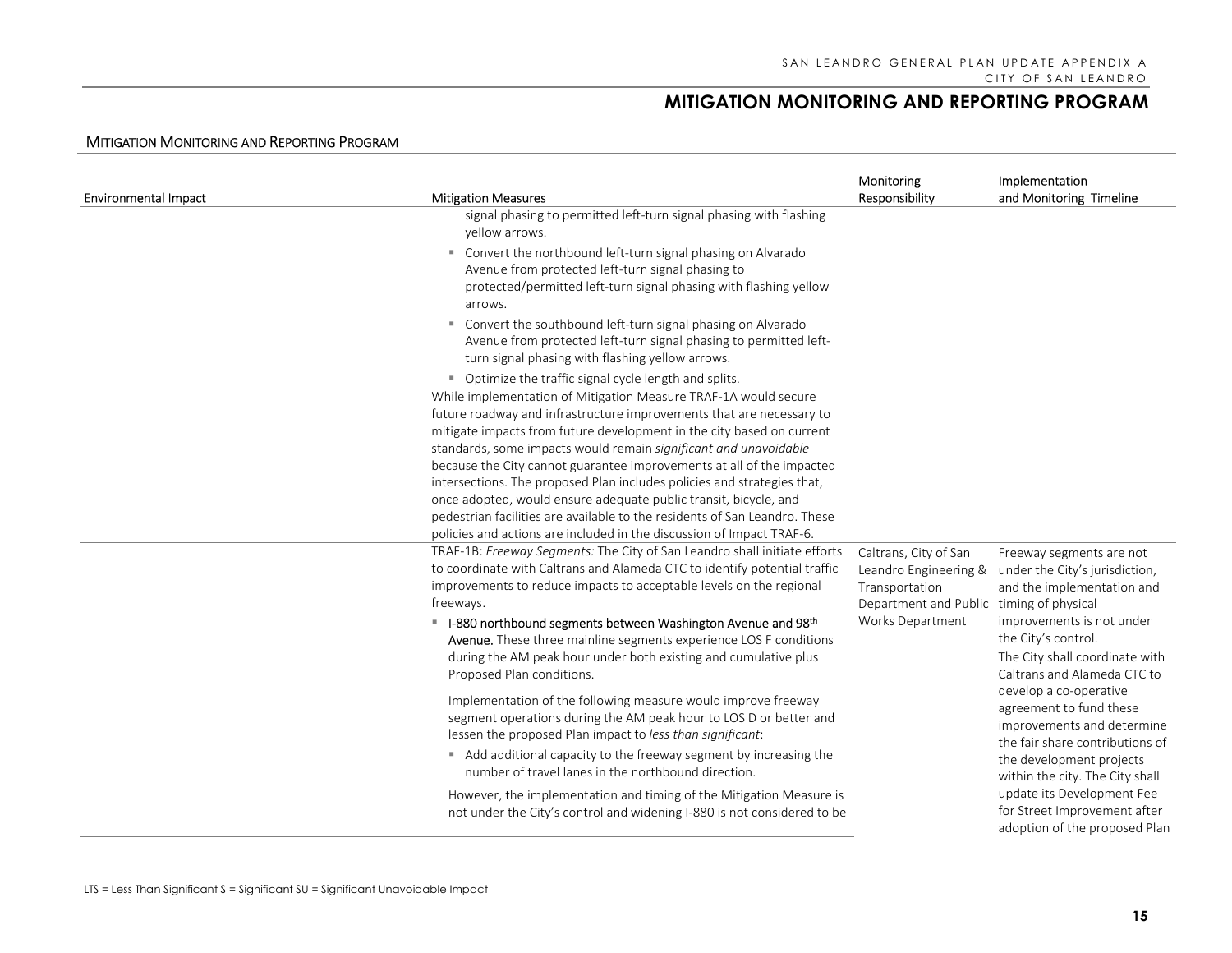## Mitigation Monitoring and Reporting Program

| Environmental Impact | Mitigation Measures | Monitoring Responsibility | Implementation and Monitoring Timeline |
|---|---|---|---|
| | signal phasing to permitted left-turn signal phasing with flashing yellow arrows.<br>▪ Convert the northbound left-turn signal phasing on Alvarado Avenue from protected left-turn signal phasing to protected/permitted left-turn signal phasing with flashing yellow arrows.<br>▪ Convert the southbound left-turn signal phasing on Alvarado Avenue from protected left-turn signal phasing to permitted left-turn signal phasing with flashing yellow arrows.<br>▪ Optimize the traffic signal cycle length and splits.<br>While implementation of Mitigation Measure TRAF-1A would secure future roadway and infrastructure improvements that are necessary to mitigate impacts from future development in the city based on current standards, some impacts would remain *significant and unavoidable* because the City cannot guarantee improvements at all of the impacted intersections. The proposed Plan includes policies and strategies that, once adopted, would ensure adequate public transit, bicycle, and pedestrian facilities are available to the residents of San Leandro. These policies and actions are included in the discussion of Impact TRAF-6. | | |
| | TRAF-1B: *Freeway Segments:* The City of San Leandro shall initiate efforts to coordinate with Caltrans and Alameda CTC to identify potential traffic improvements to reduce impacts to acceptable levels on the regional freeways.<br>▪ **I-880 northbound segments between Washington Avenue and 98th Avenue.** These three mainline segments experience LOS F conditions during the AM peak hour under both existing and cumulative plus Proposed Plan conditions.<br>Implementation of the following measure would improve freeway segment operations during the AM peak hour to LOS D or better and lessen the proposed Plan impact to *less than significant*:<br>▪ Add additional capacity to the freeway segment by increasing the number of travel lanes in the northbound direction.<br>However, the implementation and timing of the Mitigation Measure is not under the City's control and widening I-880 is not considered to be | Caltrans, City of San Leandro Engineering & Transportation Department and Public Works Department | Freeway segments are not under the City's jurisdiction, and the implementation and timing of physical improvements is not under the City's control.<br>The City shall coordinate with Caltrans and Alameda CTC to develop a co-operative agreement to fund these improvements and determine the fair share contributions of the development projects within the city. The City shall update its Development Fee for Street Improvement after adoption of the proposed Plan |

LTS = Less Than Significant S = Significant SU = Significant Unavoidable Impact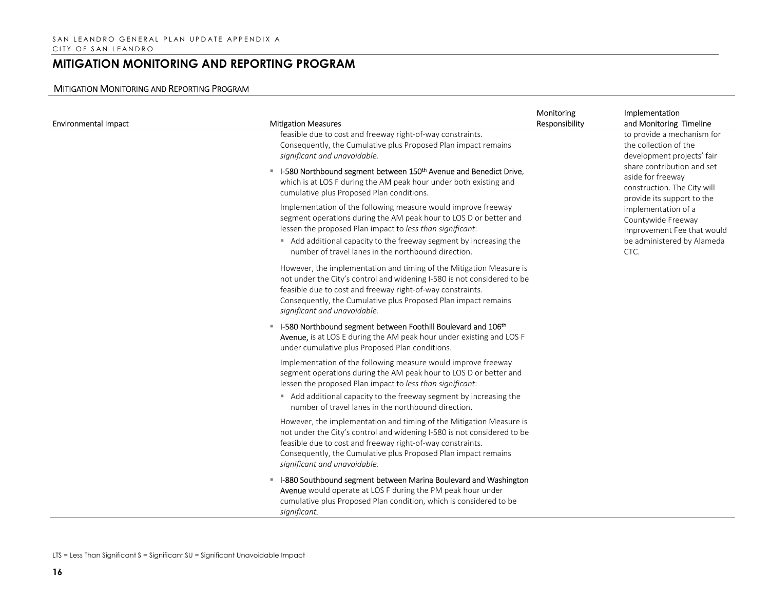## MITIGATION MONITORING AND REPORTING PROGRAM

### MITIGATION MONITORING AND REPORTING PROGRAM

| Environmental Impact | Mitigation Measures | Monitoring Responsibility | Implementation and Monitoring Timeline |
|---|---|---|---|
| | feasible due to cost and freeway right-of-way constraints. Consequently, the Cumulative plus Proposed Plan impact remains *significant and unavoidable.*<br><br>▪ **I-580 Northbound segment between 150th Avenue and Benedict Drive**, which is at LOS F during the AM peak hour under both existing and cumulative plus Proposed Plan conditions.<br><br>Implementation of the following measure would improve freeway segment operations during the AM peak hour to LOS D or better and lessen the proposed Plan impact to *less than significant*:<br>▪ Add additional capacity to the freeway segment by increasing the number of travel lanes in the northbound direction.<br><br>However, the implementation and timing of the Mitigation Measure is not under the City's control and widening I-580 is not considered to be feasible due to cost and freeway right-of-way constraints. Consequently, the Cumulative plus Proposed Plan impact remains *significant and unavoidable.*<br><br>▪ **I-580 Northbound segment between Foothill Boulevard and 106th Avenue,** is at LOS E during the AM peak hour under existing and LOS F under cumulative plus Proposed Plan conditions.<br><br>Implementation of the following measure would improve freeway segment operations during the AM peak hour to LOS D or better and lessen the proposed Plan impact to *less than significant*:<br>▪ Add additional capacity to the freeway segment by increasing the number of travel lanes in the northbound direction.<br><br>However, the implementation and timing of the Mitigation Measure is not under the City's control and widening I-580 is not considered to be feasible due to cost and freeway right-of-way constraints. Consequently, the Cumulative plus Proposed Plan impact remains *significant and unavoidable.*<br><br>▪ **I-880 Southbound segment between Marina Boulevard and Washington Avenue** would operate at LOS F during the PM peak hour under cumulative plus Proposed Plan condition, which is considered to be *significant.* | | to provide a mechanism for the collection of the development projects' fair share contribution and set aside for freeway construction. The City will provide its support to the implementation of a Countywide Freeway Improvement Fee that would be administered by Alameda CTC. |

LTS = Less Than Significant S = Significant SU = Significant Unavoidable Impact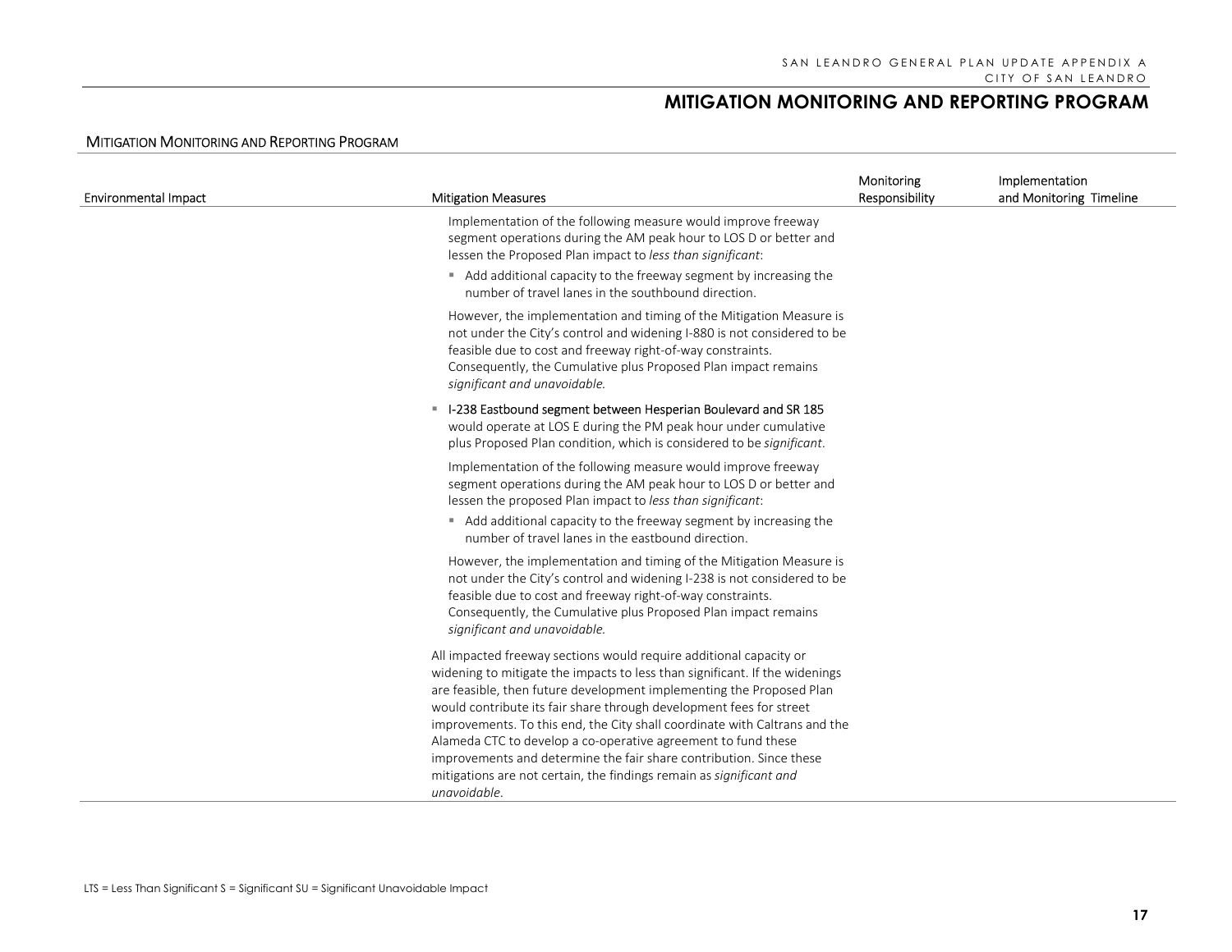## MITIGATION MONITORING AND REPORTING PROGRAM

MITIGATION MONITORING AND REPORTING PROGRAM

| Environmental Impact | Mitigation Measures | Monitoring Responsibility | Implementation and Monitoring Timeline |
|---|---|---|---|
| | Implementation of the following measure would improve freeway segment operations during the AM peak hour to LOS D or better and lessen the Proposed Plan impact to *less than significant*:<br>▪ Add additional capacity to the freeway segment by increasing the number of travel lanes in the southbound direction.<br>However, the implementation and timing of the Mitigation Measure is not under the City's control and widening I-880 is not considered to be feasible due to cost and freeway right-of-way constraints. Consequently, the Cumulative plus Proposed Plan impact remains *significant and unavoidable.*<br>▪ I-238 Eastbound segment between Hesperian Boulevard and SR 185 would operate at LOS E during the PM peak hour under cumulative plus Proposed Plan condition, which is considered to be *significant*.<br>Implementation of the following measure would improve freeway segment operations during the AM peak hour to LOS D or better and lessen the proposed Plan impact to *less than significant*:<br>▪ Add additional capacity to the freeway segment by increasing the number of travel lanes in the eastbound direction.<br>However, the implementation and timing of the Mitigation Measure is not under the City's control and widening I-238 is not considered to be feasible due to cost and freeway right-of-way constraints. Consequently, the Cumulative plus Proposed Plan impact remains *significant and unavoidable.*<br>All impacted freeway sections would require additional capacity or widening to mitigate the impacts to less than significant. If the widenings are feasible, then future development implementing the Proposed Plan would contribute its fair share through development fees for street improvements. To this end, the City shall coordinate with Caltrans and the Alameda CTC to develop a co-operative agreement to fund these improvements and determine the fair share contribution. Since these mitigations are not certain, the findings remain as *significant and unavoidable*. | | |

LTS = Less Than Significant S = Significant SU = Significant Unavoidable Impact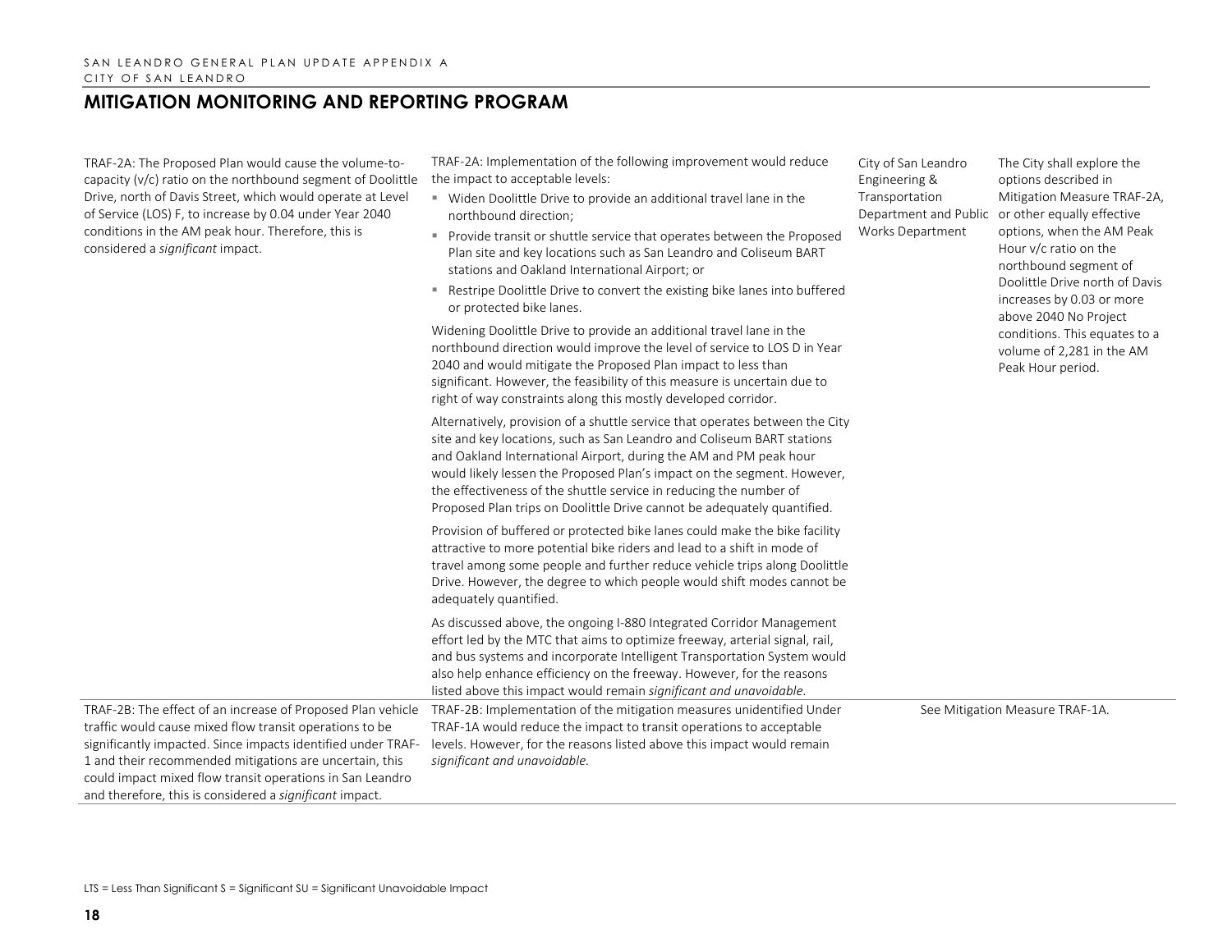## MITIGATION MONITORING AND REPORTING PROGRAM

| | | | |
|---|---|---|---|
| TRAF-2A: The Proposed Plan would cause the volume-to-capacity (v/c) ratio on the northbound segment of Doolittle Drive, north of Davis Street, which would operate at Level of Service (LOS) F, to increase by 0.04 under Year 2040 conditions in the AM peak hour. Therefore, this is considered a *significant* impact. | TRAF-2A: Implementation of the following improvement would reduce the impact to acceptable levels:<br>▪ Widen Doolittle Drive to provide an additional travel lane in the northbound direction;<br>▪ Provide transit or shuttle service that operates between the Proposed Plan site and key locations such as San Leandro and Coliseum BART stations and Oakland International Airport; or<br>▪ Restripe Doolittle Drive to convert the existing bike lanes into buffered or protected bike lanes.<br><br>Widening Doolittle Drive to provide an additional travel lane in the northbound direction would improve the level of service to LOS D in Year 2040 and would mitigate the Proposed Plan impact to less than significant. However, the feasibility of this measure is uncertain due to right of way constraints along this mostly developed corridor.<br><br>Alternatively, provision of a shuttle service that operates between the City site and key locations, such as San Leandro and Coliseum BART stations and Oakland International Airport, during the AM and PM peak hour would likely lessen the Proposed Plan's impact on the segment. However, the effectiveness of the shuttle service in reducing the number of Proposed Plan trips on Doolittle Drive cannot be adequately quantified.<br><br>Provision of buffered or protected bike lanes could make the bike facility attractive to more potential bike riders and lead to a shift in mode of travel among some people and further reduce vehicle trips along Doolittle Drive. However, the degree to which people would shift modes cannot be adequately quantified.<br><br>As discussed above, the ongoing I-880 Integrated Corridor Management effort led by the MTC that aims to optimize freeway, arterial signal, rail, and bus systems and incorporate Intelligent Transportation System would also help enhance efficiency on the freeway. However, for the reasons listed above this impact would remain *significant and unavoidable*. | City of San Leandro Engineering & Transportation Department and Public Works Department | The City shall explore the options described in Mitigation Measure TRAF-2A, or other equally effective options, when the AM Peak Hour v/c ratio on the northbound segment of Doolittle Drive north of Davis increases by 0.03 or more above 2040 No Project conditions. This equates to a volume of 2,281 in the AM Peak Hour period. |
| TRAF-2B: The effect of an increase of Proposed Plan vehicle traffic would cause mixed flow transit operations to be significantly impacted. Since impacts identified under TRAF-1 and their recommended mitigations are uncertain, this could impact mixed flow transit operations in San Leandro and therefore, this is considered a *significant* impact. | TRAF-2B: Implementation of the mitigation measures unidentified Under TRAF-1A would reduce the impact to transit operations to acceptable levels. However, for the reasons listed above this impact would remain *significant and unavoidable*. | See Mitigation Measure TRAF-1A. | |

LTS = Less Than Significant S = Significant SU = Significant Unavoidable Impact